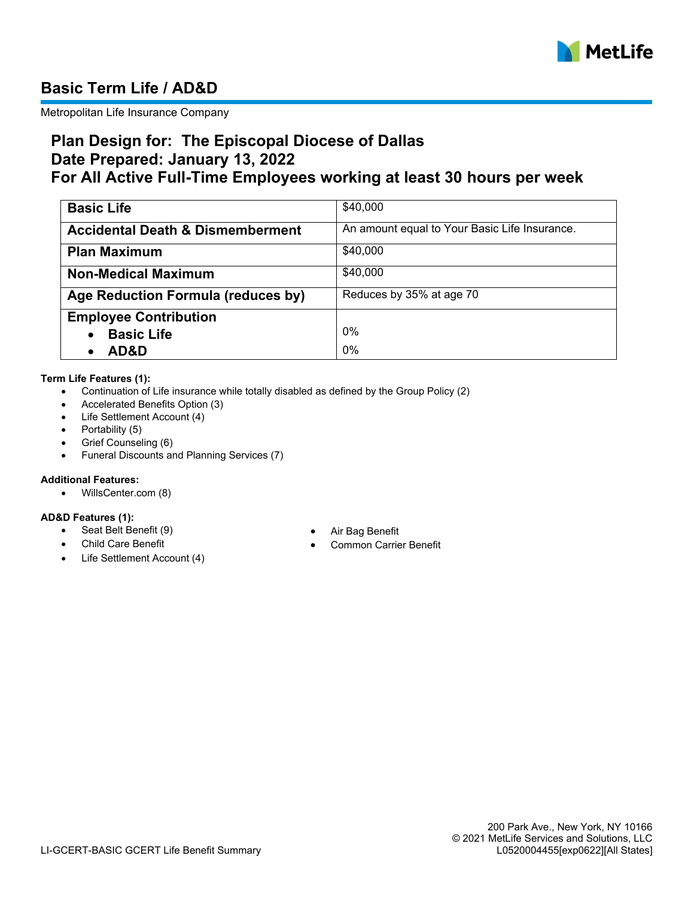MetLife

# Basic Term Life / AD&D

Metropolitan Life Insurance Company

## Plan Design for: The Episcopal Diocese of Dallas
## Date Prepared: January 13, 2022
## For All Active Full-Time Employees working at least 30 hours per week

| | |
|---|---|
| **Basic Life** | $40,000 |
| **Accidental Death & Dismemberment** | An amount equal to Your Basic Life Insurance. |
| **Plan Maximum** | $40,000 |
| **Non-Medical Maximum** | $40,000 |
| **Age Reduction Formula (reduces by)** | Reduces by 35% at age 70 |
| **Employee Contribution**<br>• **Basic Life**<br>• **AD&D** | <br>0%<br>0% |

**Term Life Features (1):**

- Continuation of Life insurance while totally disabled as defined by the Group Policy (2)
- Accelerated Benefits Option (3)
- Life Settlement Account (4)
- Portability (5)
- Grief Counseling (6)
- Funeral Discounts and Planning Services (7)

**Additional Features:**

- WillsCenter.com (8)

**AD&D Features (1):**

- Seat Belt Benefit (9)
- Child Care Benefit
- Life Settlement Account (4)
- Air Bag Benefit
- Common Carrier Benefit

200 Park Ave., New York, NY 10166
© 2021 MetLife Services and Solutions, LLC
LI-GCERT-BASIC GCERT Life Benefit Summary
L0520004455[exp0622][All States]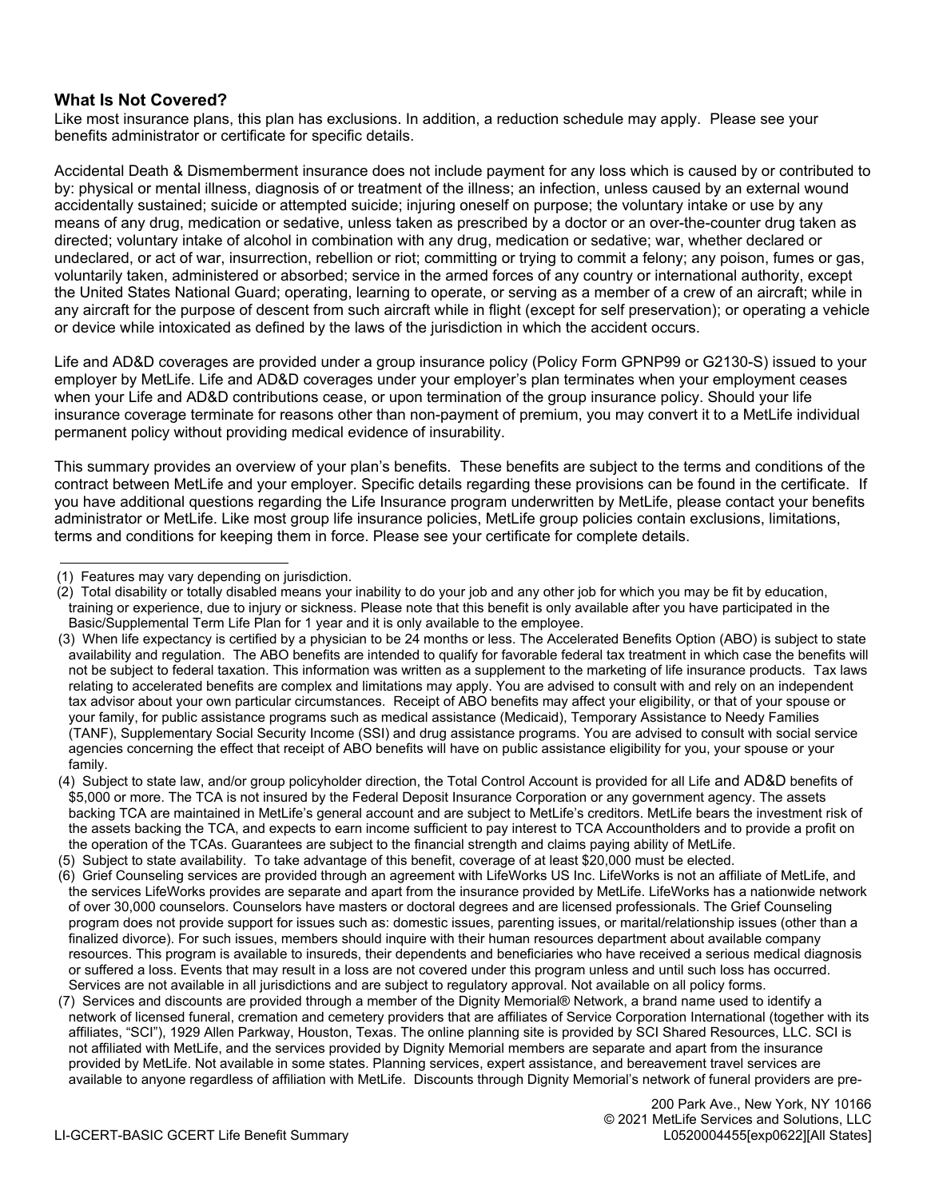### What Is Not Covered?

Like most insurance plans, this plan has exclusions. In addition, a reduction schedule may apply. Please see your benefits administrator or certificate for specific details.

Accidental Death & Dismemberment insurance does not include payment for any loss which is caused by or contributed to by: physical or mental illness, diagnosis of or treatment of the illness; an infection, unless caused by an external wound accidentally sustained; suicide or attempted suicide; injuring oneself on purpose; the voluntary intake or use by any means of any drug, medication or sedative, unless taken as prescribed by a doctor or an over-the-counter drug taken as directed; voluntary intake of alcohol in combination with any drug, medication or sedative; war, whether declared or undeclared, or act of war, insurrection, rebellion or riot; committing or trying to commit a felony; any poison, fumes or gas, voluntarily taken, administered or absorbed; service in the armed forces of any country or international authority, except the United States National Guard; operating, learning to operate, or serving as a member of a crew of an aircraft; while in any aircraft for the purpose of descent from such aircraft while in flight (except for self preservation); or operating a vehicle or device while intoxicated as defined by the laws of the jurisdiction in which the accident occurs.

Life and AD&D coverages are provided under a group insurance policy (Policy Form GPNP99 or G2130-S) issued to your employer by MetLife. Life and AD&D coverages under your employer's plan terminates when your employment ceases when your Life and AD&D contributions cease, or upon termination of the group insurance policy. Should your life insurance coverage terminate for reasons other than non-payment of premium, you may convert it to a MetLife individual permanent policy without providing medical evidence of insurability.

This summary provides an overview of your plan's benefits. These benefits are subject to the terms and conditions of the contract between MetLife and your employer. Specific details regarding these provisions can be found in the certificate. If you have additional questions regarding the Life Insurance program underwritten by MetLife, please contact your benefits administrator or MetLife. Like most group life insurance policies, MetLife group policies contain exclusions, limitations, terms and conditions for keeping them in force. Please see your certificate for complete details.

---

(1) Features may vary depending on jurisdiction.

(2) Total disability or totally disabled means your inability to do your job and any other job for which you may be fit by education, training or experience, due to injury or sickness. Please note that this benefit is only available after you have participated in the Basic/Supplemental Term Life Plan for 1 year and it is only available to the employee.

(3) When life expectancy is certified by a physician to be 24 months or less. The Accelerated Benefits Option (ABO) is subject to state availability and regulation. The ABO benefits are intended to qualify for favorable federal tax treatment in which case the benefits will not be subject to federal taxation. This information was written as a supplement to the marketing of life insurance products. Tax laws relating to accelerated benefits are complex and limitations may apply. You are advised to consult with and rely on an independent tax advisor about your own particular circumstances. Receipt of ABO benefits may affect your eligibility, or that of your spouse or your family, for public assistance programs such as medical assistance (Medicaid), Temporary Assistance to Needy Families (TANF), Supplementary Social Security Income (SSI) and drug assistance programs. You are advised to consult with social service agencies concerning the effect that receipt of ABO benefits will have on public assistance eligibility for you, your spouse or your family.

(4) Subject to state law, and/or group policyholder direction, the Total Control Account is provided for all Life and AD&D benefits of $5,000 or more. The TCA is not insured by the Federal Deposit Insurance Corporation or any government agency. The assets backing TCA are maintained in MetLife's general account and are subject to MetLife's creditors. MetLife bears the investment risk of the assets backing the TCA, and expects to earn income sufficient to pay interest to TCA Accountholders and to provide a profit on the operation of the TCAs. Guarantees are subject to the financial strength and claims paying ability of MetLife.

(5) Subject to state availability. To take advantage of this benefit, coverage of at least $20,000 must be elected.

(6) Grief Counseling services are provided through an agreement with LifeWorks US Inc. LifeWorks is not an affiliate of MetLife, and the services LifeWorks provides are separate and apart from the insurance provided by MetLife. LifeWorks has a nationwide network of over 30,000 counselors. Counselors have masters or doctoral degrees and are licensed professionals. The Grief Counseling program does not provide support for issues such as: domestic issues, parenting issues, or marital/relationship issues (other than a finalized divorce). For such issues, members should inquire with their human resources department about available company resources. This program is available to insureds, their dependents and beneficiaries who have received a serious medical diagnosis or suffered a loss. Events that may result in a loss are not covered under this program unless and until such loss has occurred. Services are not available in all jurisdictions and are subject to regulatory approval. Not available on all policy forms.

(7) Services and discounts are provided through a member of the Dignity Memorial® Network, a brand name used to identify a network of licensed funeral, cremation and cemetery providers that are affiliates of Service Corporation International (together with its affiliates, "SCI"), 1929 Allen Parkway, Houston, Texas. The online planning site is provided by SCI Shared Resources, LLC. SCI is not affiliated with MetLife, and the services provided by Dignity Memorial members are separate and apart from the insurance provided by MetLife. Not available in some states. Planning services, expert assistance, and bereavement travel services are available to anyone regardless of affiliation with MetLife. Discounts through Dignity Memorial's network of funeral providers are pre-

200 Park Ave., New York, NY 10166
© 2021 MetLife Services and Solutions, LLC
LI-GCERT-BASIC GCERT Life Benefit Summary
L0520004455[exp0622][All States]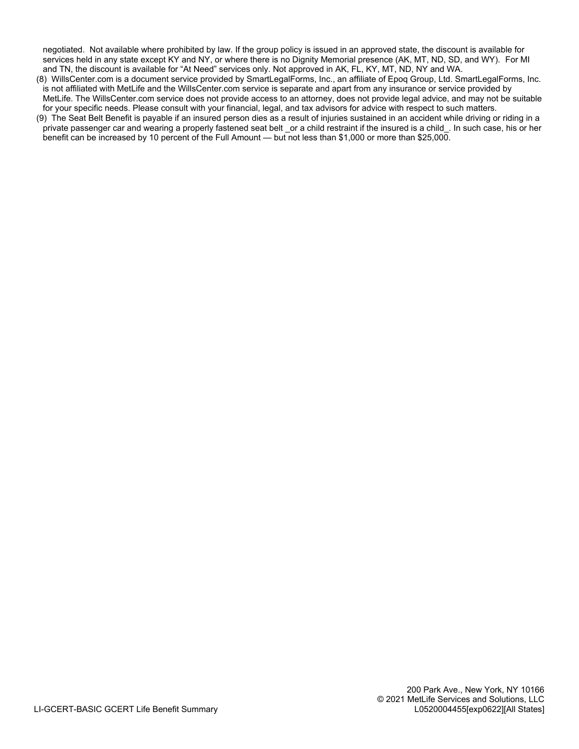negotiated. Not available where prohibited by law. If the group policy is issued in an approved state, the discount is available for services held in any state except KY and NY, or where there is no Dignity Memorial presence (AK, MT, ND, SD, and WY). For MI and TN, the discount is available for "At Need" services only. Not approved in AK, FL, KY, MT, ND, NY and WA.

(8) WillsCenter.com is a document service provided by SmartLegalForms, Inc., an affiliate of Epoq Group, Ltd. SmartLegalForms, Inc. is not affiliated with MetLife and the WillsCenter.com service is separate and apart from any insurance or service provided by MetLife. The WillsCenter.com service does not provide access to an attorney, does not provide legal advice, and may not be suitable for your specific needs. Please consult with your financial, legal, and tax advisors for advice with respect to such matters.

(9) The Seat Belt Benefit is payable if an insured person dies as a result of injuries sustained in an accident while driving or riding in a private passenger car and wearing a properly fastened seat belt _or a child restraint if the insured is a child_. In such case, his or her benefit can be increased by 10 percent of the Full Amount — but not less than $1,000 or more than $25,000.

LI-GCERT-BASIC GCERT Life Benefit Summary

200 Park Ave., New York, NY 10166
© 2021 MetLife Services and Solutions, LLC
L0520004455[exp0622][All States]